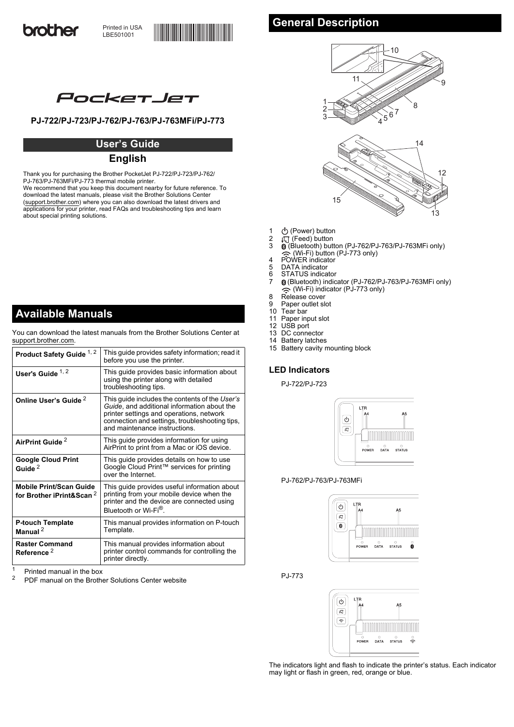brother

Printed in USA
LBE501001

PocketJet

## PJ-722/PJ-723/PJ-762/PJ-763/PJ-763MFi/PJ-773

## User's Guide

## English

Thank you for purchasing the Brother PocketJet PJ-722/PJ-723/PJ-762/PJ-763/PJ-763MFi/PJ-773 thermal mobile printer.
We recommend that you keep this document nearby for future reference. To download the latest manuals, please visit the Brother Solutions Center (support.brother.com) where you can also download the latest drivers and applications for your printer, read FAQs and troubleshooting tips and learn about special printing solutions.

# Available Manuals

You can download the latest manuals from the Brother Solutions Center at support.brother.com.

| | |
|---|---|
| **Product Safety Guide** [1, 2] | This guide provides safety information; read it before you use the printer. |
| **User's Guide** [1, 2] | This guide provides basic information about using the printer along with detailed troubleshooting tips. |
| **Online User's Guide** [2] | This guide includes the contents of the *User's Guide*, and additional information about the printer settings and operations, network connection and settings, troubleshooting tips, and maintenance instructions. |
| **AirPrint Guide** [2] | This guide provides information for using AirPrint to print from a Mac or iOS device. |
| **Google Cloud Print Guide** [2] | This guide provides details on how to use Google Cloud Print™ services for printing over the Internet. |
| **Mobile Print/Scan Guide for Brother iPrint&Scan** [2] | This guide provides useful information about printing from your mobile device when the printer and the device are connected using Bluetooth or Wi-Fi®. |
| **P-touch Template Manual** [2] | This manual provides information on P-touch Template. |
| **Raster Command Reference** [2] | This manual provides information about printer control commands for controlling the printer directly. |

[1] Printed manual in the box
[2] PDF manual on the Brother Solutions Center website

# General Description

1. (Power) button
2. (Feed) button
3. (Bluetooth) button (PJ-762/PJ-763/PJ-763MFi only)
   (Wi-Fi) button (PJ-773 only)
4. POWER indicator
5. DATA indicator
6. STATUS indicator
7. (Bluetooth) indicator (PJ-762/PJ-763/PJ-763MFi only)
   (Wi-Fi) indicator (PJ-773 only)
8. Release cover
9. Paper outlet slot
10. Tear bar
11. Paper input slot
12. USB port
13. DC connector
14. Battery latches
15. Battery cavity mounting block

## LED Indicators

PJ-722/PJ-723

PJ-762/PJ-763/PJ-763MFi

PJ-773

The indicators light and flash to indicate the printer's status. Each indicator may light or flash in green, red, orange or blue.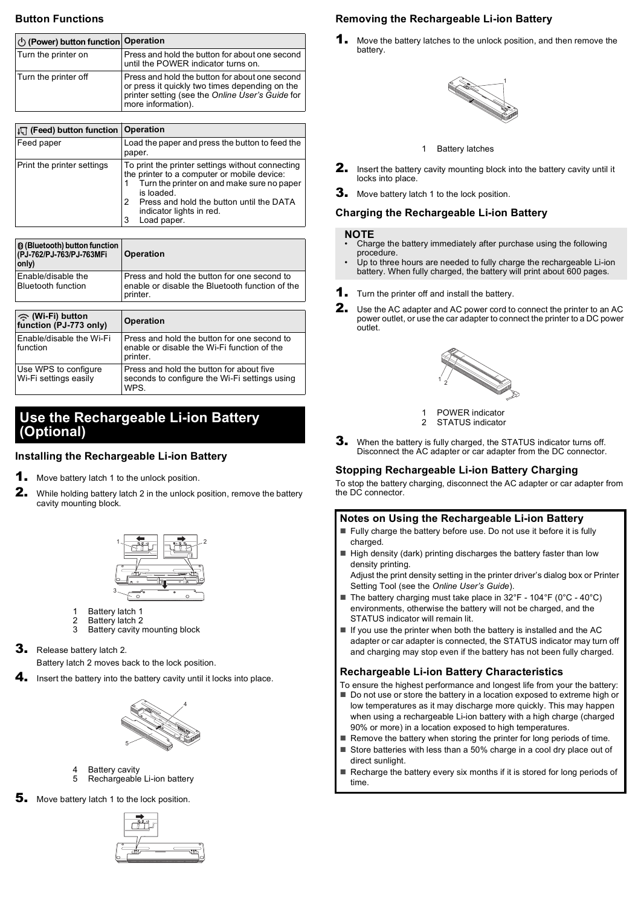## Button Functions

| ⏻ (Power) button function | Operation |
|---|---|
| Turn the printer on | Press and hold the button for about one second until the POWER indicator turns on. |
| Turn the printer off | Press and hold the button for about one second or press it quickly two times depending on the printer setting (see the *Online User's Guide* for more information). |

| (Feed) button function | Operation |
|---|---|
| Feed paper | Load the paper and press the button to feed the paper. |
| Print the printer settings | To print the printer settings without connecting the printer to a computer or mobile device:<br>1 Turn the printer on and make sure no paper is loaded.<br>2 Press and hold the button until the DATA indicator lights in red.<br>3 Load paper. |

| (Bluetooth) button function (PJ-762/PJ-763/PJ-763MFi only) | Operation |
|---|---|
| Enable/disable the Bluetooth function | Press and hold the button for one second to enable or disable the Bluetooth function of the printer. |

| (Wi-Fi) button function (PJ-773 only) | Operation |
|---|---|
| Enable/disable the Wi-Fi function | Press and hold the button for one second to enable or disable the Wi-Fi function of the printer. |
| Use WPS to configure Wi-Fi settings easily | Press and hold the button for about five seconds to configure the Wi-Fi settings using WPS. |

# Use the Rechargeable Li-ion Battery (Optional)

### Installing the Rechargeable Li-ion Battery

1. Move battery latch 1 to the unlock position.
2. While holding battery latch 2 in the unlock position, remove the battery cavity mounting block.

1 Battery latch 1
2 Battery latch 2
3 Battery cavity mounting block

3. Release battery latch 2.
   Battery latch 2 moves back to the lock position.
4. Insert the battery into the battery cavity until it locks into place.

4 Battery cavity
5 Rechargeable Li-ion battery

5. Move battery latch 1 to the lock position.

### Removing the Rechargeable Li-ion Battery

1. Move the battery latches to the unlock position, and then remove the battery.

1 Battery latches

2. Insert the battery cavity mounting block into the battery cavity until it locks into place.
3. Move battery latch 1 to the lock position.

### Charging the Rechargeable Li-ion Battery

**NOTE**
- Charge the battery immediately after purchase using the following procedure.
- Up to three hours are needed to fully charge the rechargeable Li-ion battery. When fully charged, the battery will print about 600 pages.

1. Turn the printer off and install the battery.
2. Use the AC adapter and AC power cord to connect the printer to an AC power outlet, or use the car adapter to connect the printer to a DC power outlet.

1 POWER indicator
2 STATUS indicator

3. When the battery is fully charged, the STATUS indicator turns off. Disconnect the AC adapter or car adapter from the DC connector.

### Stopping Rechargeable Li-ion Battery Charging

To stop the battery charging, disconnect the AC adapter or car adapter from the DC connector.

### Notes on Using the Rechargeable Li-ion Battery

- Fully charge the battery before use. Do not use it before it is fully charged.
- High density (dark) printing discharges the battery faster than low density printing.
  Adjust the print density setting in the printer driver's dialog box or Printer Setting Tool (see the *Online User's Guide*).
- The battery charging must take place in 32°F - 104°F (0°C - 40°C) environments, otherwise the battery will not be charged, and the STATUS indicator will remain lit.
- If you use the printer when both the battery is installed and the AC adapter or car adapter is connected, the STATUS indicator may turn off and charging may stop even if the battery has not been fully charged.

### Rechargeable Li-ion Battery Characteristics

To ensure the highest performance and longest life from your the battery:
- Do not use or store the battery in a location exposed to extreme high or low temperatures as it may discharge more quickly. This may happen when using a rechargeable Li-ion battery with a high charge (charged 90% or more) in a location exposed to high temperatures.
- Remove the battery when storing the printer for long periods of time.
- Store batteries with less than a 50% charge in a cool dry place out of direct sunlight.
- Recharge the battery every six months if it is stored for long periods of time.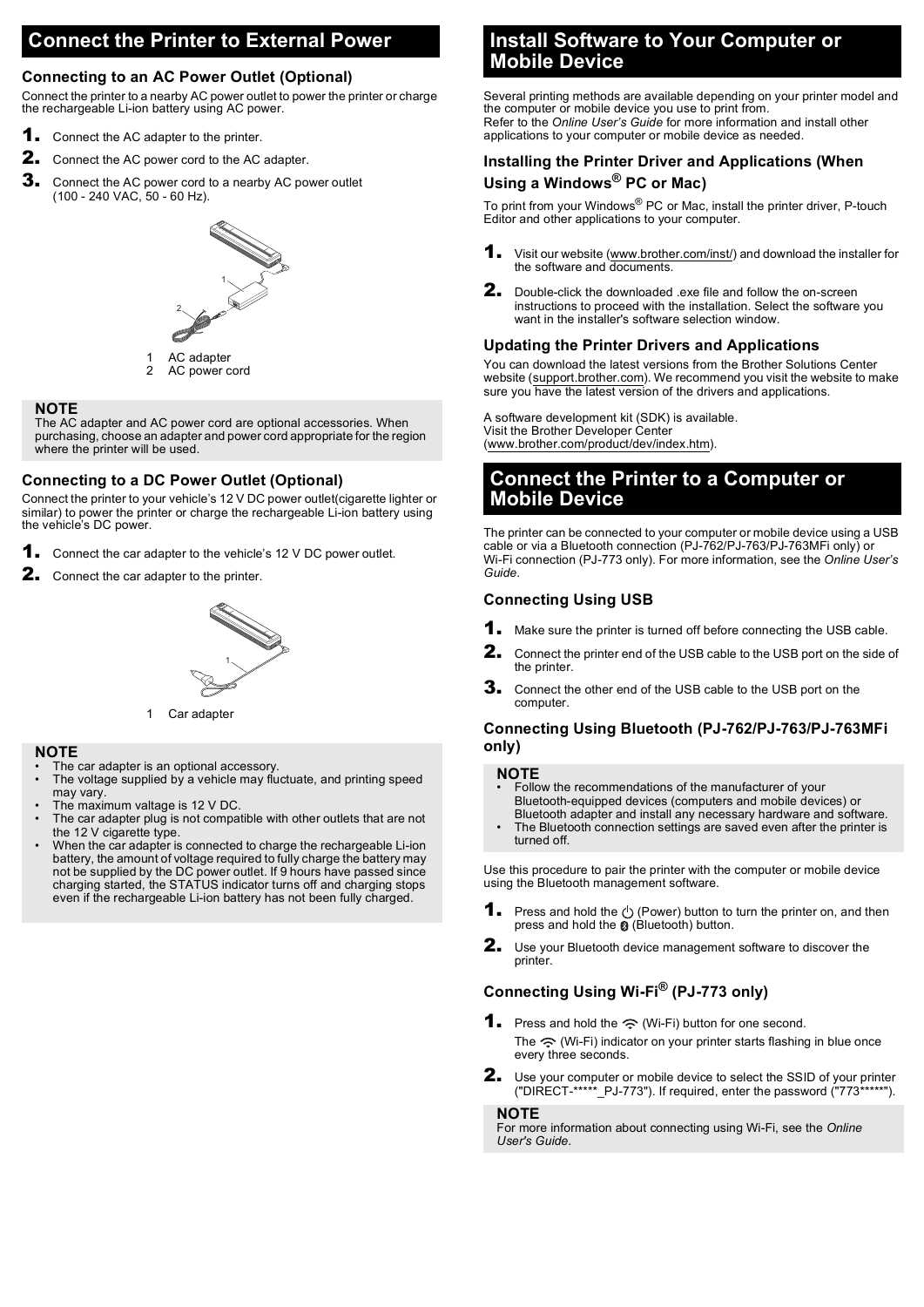## Connect the Printer to External Power

### Connecting to an AC Power Outlet (Optional)

Connect the printer to a nearby AC power outlet to power the printer or charge the rechargeable Li-ion battery using AC power.

1. Connect the AC adapter to the printer.
2. Connect the AC power cord to the AC adapter.
3. Connect the AC power cord to a nearby AC power outlet (100 - 240 VAC, 50 - 60 Hz).

1 AC adapter
2 AC power cord

**NOTE**
The AC adapter and AC power cord are optional accessories. When purchasing, choose an adapter and power cord appropriate for the region where the printer will be used.

### Connecting to a DC Power Outlet (Optional)

Connect the printer to your vehicle's 12 V DC power outlet(cigarette lighter or similar) to power the printer or charge the rechargeable Li-ion battery using the vehicle's DC power.

1. Connect the car adapter to the vehicle's 12 V DC power outlet.
2. Connect the car adapter to the printer.

1 Car adapter

**NOTE**
- The car adapter is an optional accessory.
- The voltage supplied by a vehicle may fluctuate, and printing speed may vary.
- The maximum valtage is 12 V DC.
- The car adapter plug is not compatible with other outlets that are not the 12 V cigarette type.
- When the car adapter is connected to charge the rechargeable Li-ion battery, the amount of voltage required to fully charge the battery may not be supplied by the DC power outlet. If 9 hours have passed since charging started, the STATUS indicator turns off and charging stops even if the rechargeable Li-ion battery has not been fully charged.

## Install Software to Your Computer or Mobile Device

Several printing methods are available depending on your printer model and the computer or mobile device you use to print from.
Refer to the *Online User's Guide* for more information and install other applications to your computer or mobile device as needed.

### Installing the Printer Driver and Applications (When Using a Windows® PC or Mac)

To print from your Windows® PC or Mac, install the printer driver, P-touch Editor and other applications to your computer.

1. Visit our website (www.brother.com/inst/) and download the installer for the software and documents.
2. Double-click the downloaded .exe file and follow the on-screen instructions to proceed with the installation. Select the software you want in the installer's software selection window.

### Updating the Printer Drivers and Applications

You can download the latest versions from the Brother Solutions Center website (support.brother.com). We recommend you visit the website to make sure you have the latest version of the drivers and applications.

A software development kit (SDK) is available.
Visit the Brother Developer Center
(www.brother.com/product/dev/index.htm).

## Connect the Printer to a Computer or Mobile Device

The printer can be connected to your computer or mobile device using a USB cable or via a Bluetooth connection (PJ-762/PJ-763/PJ-763MFi only) or Wi-Fi connection (PJ-773 only). For more information, see the *Online User's Guide*.

### Connecting Using USB

1. Make sure the printer is turned off before connecting the USB cable.
2. Connect the printer end of the USB cable to the USB port on the side of the printer.
3. Connect the other end of the USB cable to the USB port on the computer.

### Connecting Using Bluetooth (PJ-762/PJ-763/PJ-763MFi only)

**NOTE**
- Follow the recommendations of the manufacturer of your Bluetooth-equipped devices (computers and mobile devices) or Bluetooth adapter and install any necessary hardware and software.
- The Bluetooth connection settings are saved even after the printer is turned off.

Use this procedure to pair the printer with the computer or mobile device using the Bluetooth management software.

1. Press and hold the ⏻ (Power) button to turn the printer on, and then press and hold the (Bluetooth) button.
2. Use your Bluetooth device management software to discover the printer.

### Connecting Using Wi-Fi® (PJ-773 only)

1. Press and hold the (Wi-Fi) button for one second.
   The (Wi-Fi) indicator on your printer starts flashing in blue once every three seconds.
2. Use your computer or mobile device to select the SSID of your printer ("DIRECT-*****_PJ-773"). If required, enter the password ("773*****").

**NOTE**
For more information about connecting using Wi-Fi, see the *Online User's Guide*.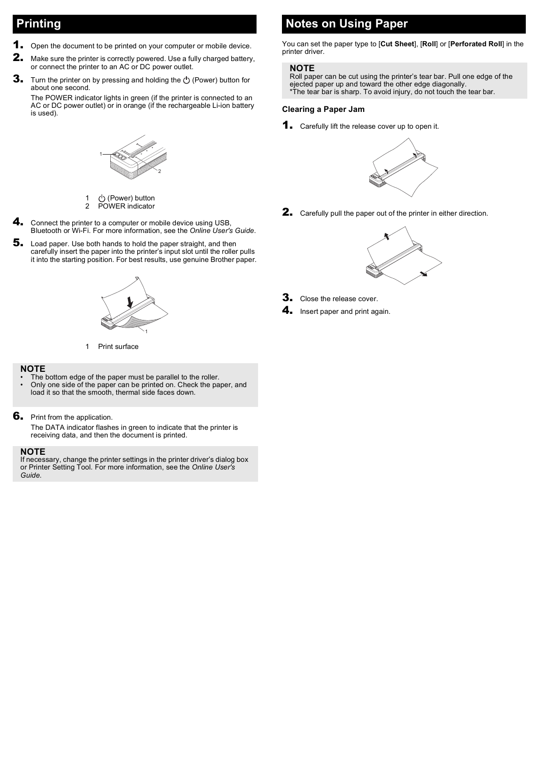## Printing

1. Open the document to be printed on your computer or mobile device.
2. Make sure the printer is correctly powered. Use a fully charged battery, or connect the printer to an AC or DC power outlet.
3. Turn the printer on by pressing and holding the ⏻ (Power) button for about one second.

   The POWER indicator lights in green (if the printer is connected to an AC or DC power outlet) or in orange (if the rechargeable Li-ion battery is used).

   1 ⏻ (Power) button
   2 POWER indicator

4. Connect the printer to a computer or mobile device using USB, Bluetooth or Wi-Fi. For more information, see the *Online User's Guide*.
5. Load paper. Use both hands to hold the paper straight, and then carefully insert the paper into the printer's input slot until the roller pulls it into the starting position. For best results, use genuine Brother paper.

   1 Print surface

**NOTE**
- The bottom edge of the paper must be parallel to the roller.
- Only one side of the paper can be printed on. Check the paper, and load it so that the smooth, thermal side faces down.

6. Print from the application.

   The DATA indicator flashes in green to indicate that the printer is receiving data, and then the document is printed.

**NOTE**
If necessary, change the printer settings in the printer driver's dialog box or Printer Setting Tool. For more information, see the *Online User's Guide.*

## Notes on Using Paper

You can set the paper type to [**Cut Sheet**], [**Roll**] or [**Perforated Roll**] in the printer driver.

**NOTE**
Roll paper can be cut using the printer's tear bar. Pull one edge of the ejected paper up and toward the other edge diagonally.
*The tear bar is sharp. To avoid injury, do not touch the tear bar.

### Clearing a Paper Jam

1. Carefully lift the release cover up to open it.
2. Carefully pull the paper out of the printer in either direction.
3. Close the release cover.
4. Insert paper and print again.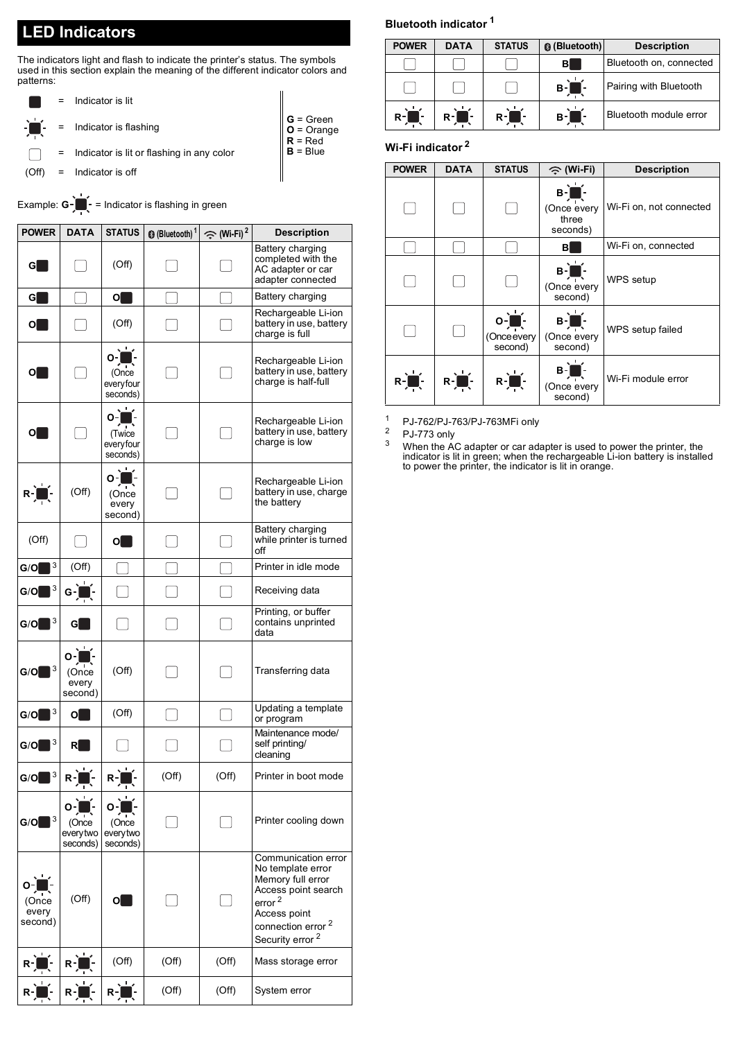## LED Indicators

The indicators light and flash to indicate the printer's status. The symbols used in this section explain the meaning of the different indicator colors and patterns:

| Symbol | | Meaning |
|---|---|---|
| ■ | = | Indicator is lit |
| -■- | = | Indicator is flashing |
| ☐ | = | Indicator is lit or flashing in any color |
| (Off) | = | Indicator is off |

**G** = Green
**O** = Orange
**R** = Red
**B** = Blue

Example: G-■- = Indicator is flashing in green

| POWER | DATA | STATUS | (Bluetooth) [1] | (Wi-Fi) [2] | Description |
|---|---|---|---|---|---|
| G■ | ☐ | (Off) | ☐ | ☐ | Battery charging completed with the AC adapter or car adapter connected |
| G■ | ☐ | O■ | ☐ | ☐ | Battery charging |
| O■ | ☐ | (Off) | ☐ | ☐ | Rechargeable Li-ion battery in use, battery charge is full |
| O■ | ☐ | O-■- (Once every four seconds) | ☐ | ☐ | Rechargeable Li-ion battery in use, battery charge is half-full |
| O■ | ☐ | O-■- (Twice every four seconds) | ☐ | ☐ | Rechargeable Li-ion battery in use, battery charge is low |
| R-■- | (Off) | O-■- (Once every second) | ☐ | ☐ | Rechargeable Li-ion battery in use, charge the battery |
| (Off) | ☐ | O■ | ☐ | ☐ | Battery charging while printer is turned off |
| G/O■ [3] | (Off) | ☐ | ☐ | ☐ | Printer in idle mode |
| G/O■ [3] | G-■- | ☐ | ☐ | ☐ | Receiving data |
| G/O■ [3] | G■ | ☐ | ☐ | ☐ | Printing, or buffer contains unprinted data |
| G/O■ [3] | O-■- (Once every second) | (Off) | ☐ | ☐ | Transferring data |
| G/O■ [3] | O■ | (Off) | ☐ | ☐ | Updating a template or program |
| G/O■ [3] | R■ | ☐ | ☐ | ☐ | Maintenance mode/ self printing/ cleaning |
| G/O■ [3] | R-■- | R-■- | (Off) | (Off) | Printer in boot mode |
| G/O■ [3] | O-■- (Once every two seconds) | O-■- (Once every two seconds) | ☐ | ☐ | Printer cooling down |
| O-■- (Once every second) | (Off) | O■ | ☐ | ☐ | Communication error<br>No template error<br>Memory full error<br>Access point search error [2]<br>Access point connection error [2]<br>Security error [2] |
| R-■- | R-■- | (Off) | (Off) | (Off) | Mass storage error |
| R-■- | R-■- | R-■- | (Off) | (Off) | System error |

### Bluetooth indicator [1]

| POWER | DATA | STATUS | (Bluetooth) | Description |
|---|---|---|---|---|
| ☐ | ☐ | ☐ | B■ | Bluetooth on, connected |
| ☐ | ☐ | ☐ | B-■- | Pairing with Bluetooth |
| R-■- | R-■- | R-■- | B-■- | Bluetooth module error |

### Wi-Fi indicator [2]

| POWER | DATA | STATUS | (Wi-Fi) | Description |
|---|---|---|---|---|
| ☐ | ☐ | ☐ | B-■- (Once every three seconds) | Wi-Fi on, not connected |
| ☐ | ☐ | ☐ | B■ | Wi-Fi on, connected |
| ☐ | ☐ | ☐ | B-■- (Once every second) | WPS setup |
| ☐ | ☐ | O-■- (Once every second) | B-■- (Once every second) | WPS setup failed |
| R-■- | R-■- | R-■- | B-■- (Once every second) | Wi-Fi module error |

1 PJ-762/PJ-763/PJ-763MFi only
2 PJ-773 only
3 When the AC adapter or car adapter is used to power the printer, the indicator is lit in green; when the rechargeable Li-ion battery is installed to power the printer, the indicator is lit in orange.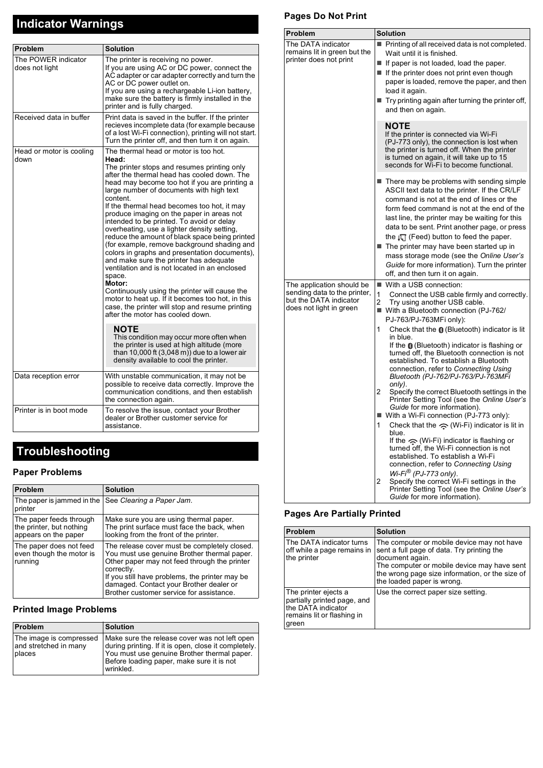## Indicator Warnings

| Problem | Solution |
|---|---|
| The POWER indicator does not light | The printer is receiving no power.<br>If you are using AC or DC power, connect the AC adapter or car adapter correctly and turn the AC or DC power outlet on.<br>If you are using a rechargeable Li-ion battery, make sure the battery is firmly installed in the printer and is fully charged. |
| Received data in buffer | Print data is saved in the buffer. If the printer recieves incomplete data (for example because of a lost Wi-Fi connection), printing will not start. Turn the printer off, and then turn it on again. |
| Head or motor is cooling down | The thermal head or motor is too hot.<br>**Head:**<br>The printer stops and resumes printing only after the thermal head has cooled down. The head may become too hot if you are printing a large number of documents with high text content.<br>If the thermal head becomes too hot, it may produce imaging on the paper in areas not intended to be printed. To avoid or delay overheating, use a lighter density setting, reduce the amount of black space being printed (for example, remove background shading and colors in graphs and presentation documents), and make sure the printer has adequate ventilation and is not located in an enclosed space.<br>**Motor:**<br>Continuously using the printer will cause the motor to heat up. If it becomes too hot, in this case, the printer will stop and resume printing after the motor has cooled down.<br>**NOTE**<br>This condition may occur more often when the printer is used at high altitude (more than 10,000 ft (3,048 m)) due to a lower air density available to cool the printer. |
| Data reception error | With unstable communication, it may not be possible to receive data correctly. Improve the communication conditions, and then establish the connection again. |
| Printer is in boot mode | To resolve the issue, contact your Brother dealer or Brother customer service for assistance. |

## Troubleshooting

### Paper Problems

| Problem | Solution |
|---|---|
| The paper is jammed in the printer | See *Clearing a Paper Jam*. |
| The paper feeds through the printer, but nothing appears on the paper | Make sure you are using thermal paper.<br>The print surface must face the back, when looking from the front of the printer. |
| The paper does not feed even though the motor is running | The release cover must be completely closed.<br>You must use genuine Brother thermal paper. Other paper may not feed through the printer correctly.<br>If you still have problems, the printer may be damaged. Contact your Brother dealer or Brother customer service for assistance. |

### Printed Image Problems

| Problem | Solution |
|---|---|
| The image is compressed and stretched in many places | Make sure the release cover was not left open during printing. If it is open, close it completely.<br>You must use genuine Brother thermal paper.<br>Before loading paper, make sure it is not wrinkled. |

### Pages Do Not Print

| Problem | Solution |
|---|---|
| The DATA indicator remains lit in green but the printer does not print | ■ Printing of all received data is not completed. Wait until it is finished.<br>■ If paper is not loaded, load the paper.<br>■ If the printer does not print even though paper is loaded, remove the paper, and then load it again.<br>■ Try printing again after turning the printer off, and then on again.<br>**NOTE**<br>If the printer is connected via Wi-Fi (PJ-773 only), the connection is lost when the printer is turned off. When the printer is turned on again, it will take up to 15 seconds for Wi-Fi to become functional.<br>■ There may be problems with sending simple ASCII text data to the printer. If the CR/LF command is not at the end of lines or the form feed command is not at the end of the last line, the printer may be waiting for this data to be sent. Print another page, or press the (Feed) button to feed the paper.<br>■ The printer may have been started up in mass storage mode (see the *Online User's Guide* for more information). Turn the printer off, and then turn it on again. |
| The application should be sending data to the printer, but the DATA indicator does not light in green | ■ With a USB connection:<br>1 Connect the USB cable firmly and correctly.<br>2 Try using another USB cable.<br>■ With a Bluetooth connection (PJ-762/ PJ-763/PJ-763MFi only):<br>1 Check that the (Bluetooth) indicator is lit in blue.<br>If the (Bluetooth) indicator is flashing or turned off, the Bluetooth connection is not established. To establish a Bluetooth connection, refer to *Connecting Using Bluetooth (PJ-762/PJ-763/PJ-763MFi only)*.<br>2 Specify the correct Bluetooth settings in the Printer Setting Tool (see the *Online User's Guide* for more information).<br>■ With a Wi-Fi connection (PJ-773 only):<br>1 Check that the (Wi-Fi) indicator is lit in blue.<br>If the (Wi-Fi) indicator is flashing or turned off, the Wi-Fi connection is not established. To establish a Wi-Fi connection, refer to *Connecting Using Wi-Fi® (PJ-773 only)*.<br>2 Specify the correct Wi-Fi settings in the Printer Setting Tool (see the *Online User's Guide* for more information). |

### Pages Are Partially Printed

| Problem | Solution |
|---|---|
| The DATA indicator turns off while a page remains in the printer | The computer or mobile device may not have sent a full page of data. Try printing the document again.<br>The computer or mobile device may have sent the wrong page size information, or the size of the loaded paper is wrong. |
| The printer ejects a partially printed page, and the DATA indicator remains lit or flashing in green | Use the correct paper size setting. |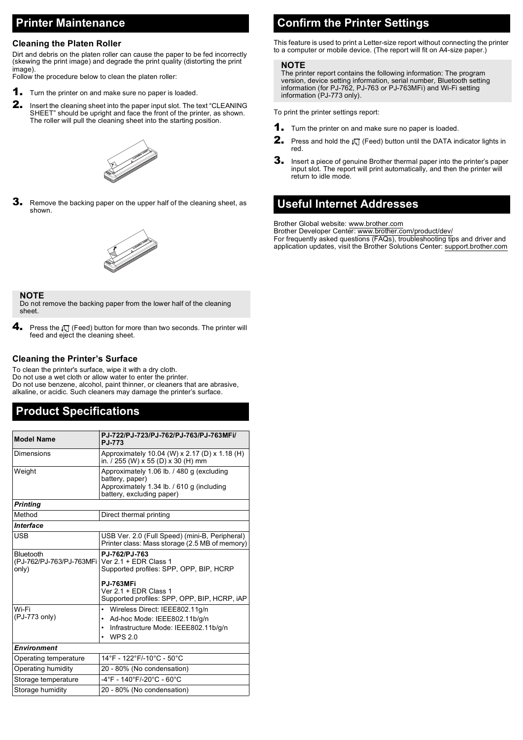## Printer Maintenance

### Cleaning the Platen Roller

Dirt and debris on the platen roller can cause the paper to be fed incorrectly (skewing the print image) and degrade the print quality (distorting the print image).
Follow the procedure below to clean the platen roller:

1. Turn the printer on and make sure no paper is loaded.
2. Insert the cleaning sheet into the paper input slot. The text “CLEANING SHEET” should be upright and face the front of the printer, as shown. The roller will pull the cleaning sheet into the starting position.
3. Remove the backing paper on the upper half of the cleaning sheet, as shown.

**NOTE**
Do not remove the backing paper from the lower half of the cleaning sheet.

4. Press the (Feed) button for more than two seconds. The printer will feed and eject the cleaning sheet.

### Cleaning the Printer’s Surface

To clean the printer's surface, wipe it with a dry cloth.
Do not use a wet cloth or allow water to enter the printer.
Do not use benzene, alcohol, paint thinner, or cleaners that are abrasive, alkaline, or acidic. Such cleaners may damage the printer’s surface.

## Product Specifications

| Model Name | PJ-722/PJ-723/PJ-762/PJ-763/PJ-763MFi/ PJ-773 |
|---|---|
| Dimensions | Approximately 10.04 (W) x 2.17 (D) x 1.18 (H) in. / 255 (W) x 55 (D) x 30 (H) mm |
| Weight | Approximately 1.06 lb. / 480 g (excluding battery, paper)<br>Approximately 1.34 lb. / 610 g (including battery, excluding paper) |
| ***Printing*** | |
| Method | Direct thermal printing |
| ***Interface*** | |
| USB | USB Ver. 2.0 (Full Speed) (mini-B, Peripheral)<br>Printer class: Mass storage (2.5 MB of memory) |
| Bluetooth (PJ-762/PJ-763/PJ-763MFi only) | **PJ-762/PJ-763**<br>Ver 2.1 + EDR Class 1<br>Supported profiles: SPP, OPP, BIP, HCRP<br><br>**PJ-763MFi**<br>Ver 2.1 + EDR Class 1<br>Supported profiles: SPP, OPP, BIP, HCRP, iAP |
| Wi-Fi (PJ-773 only) | • Wireless Direct: IEEE802.11g/n<br>• Ad-hoc Mode: IEEE802.11b/g/n<br>• Infrastructure Mode: IEEE802.11b/g/n<br>• WPS 2.0 |
| ***Environment*** | |
| Operating temperature | 14°F - 122°F/-10°C - 50°C |
| Operating humidity | 20 - 80% (No condensation) |
| Storage temperature | -4°F - 140°F/-20°C - 60°C |
| Storage humidity | 20 - 80% (No condensation) |

## Confirm the Printer Settings

This feature is used to print a Letter-size report without connecting the printer to a computer or mobile device. (The report will fit on A4-size paper.)

**NOTE**
The printer report contains the following information: The program version, device setting information, serial number, Bluetooth setting information (for PJ-762, PJ-763 or PJ-763MFi) and Wi-Fi setting information (PJ-773 only).

To print the printer settings report:

1. Turn the printer on and make sure no paper is loaded.
2. Press and hold the (Feed) button until the DATA indicator lights in red.
3. Insert a piece of genuine Brother thermal paper into the printer’s paper input slot. The report will print automatically, and then the printer will return to idle mode.

## Useful Internet Addresses

Brother Global website: www.brother.com
Brother Developer Center: www.brother.com/product/dev/
For frequently asked questions (FAQs), troubleshooting tips and driver and application updates, visit the Brother Solutions Center: support.brother.com